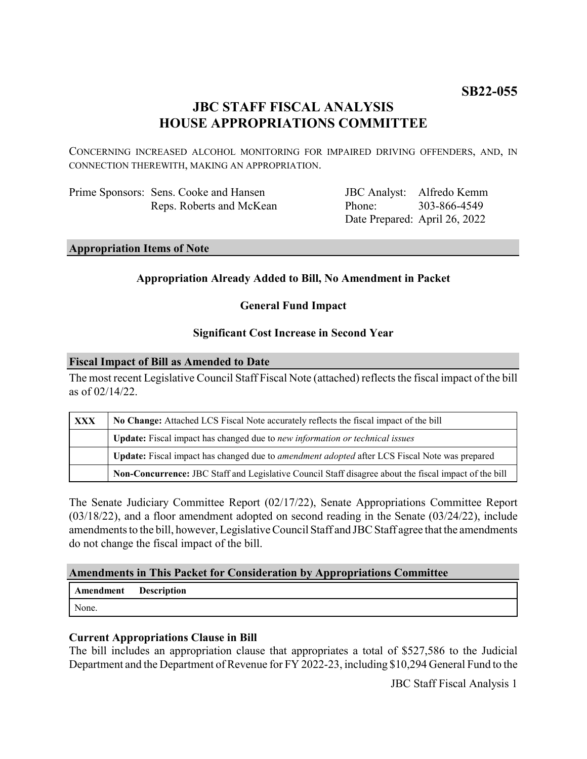**SB22-055**

# JBC STAFF FISCAL ANALYSIS
# HOUSE APPROPRIATIONS COMMITTEE

CONCERNING INCREASED ALCOHOL MONITORING FOR IMPAIRED DRIVING OFFENDERS, AND, IN CONNECTION THEREWITH, MAKING AN APPROPRIATION.

| | |
|---|---|
| Prime Sponsors: Sens. Cooke and Hansen<br>Reps. Roberts and McKean | JBC Analyst: Alfredo Kemm<br>Phone: 303-866-4549<br>Date Prepared: April 26, 2022 |

## Appropriation Items of Note

**Appropriation Already Added to Bill, No Amendment in Packet**

**General Fund Impact**

**Significant Cost Increase in Second Year**

## Fiscal Impact of Bill as Amended to Date

The most recent Legislative Council Staff Fiscal Note (attached) reflects the fiscal impact of the bill as of 02/14/22.

| | |
|---|---|
| **XXX** | **No Change:** Attached LCS Fiscal Note accurately reflects the fiscal impact of the bill |
| | **Update:** Fiscal impact has changed due to *new information or technical issues* |
| | **Update:** Fiscal impact has changed due to *amendment adopted* after LCS Fiscal Note was prepared |
| | **Non-Concurrence:** JBC Staff and Legislative Council Staff disagree about the fiscal impact of the bill |

The Senate Judiciary Committee Report (02/17/22), Senate Appropriations Committee Report (03/18/22), and a floor amendment adopted on second reading in the Senate (03/24/22), include amendments to the bill, however, Legislative Council Staff and JBC Staff agree that the amendments do not change the fiscal impact of the bill.

## Amendments in This Packet for Consideration by Appropriations Committee

| Amendment | Description |
|---|---|
| None. | |

### Current Appropriations Clause in Bill

The bill includes an appropriation clause that appropriates a total of $527,586 to the Judicial Department and the Department of Revenue for FY 2022-23, including $10,294 General Fund to the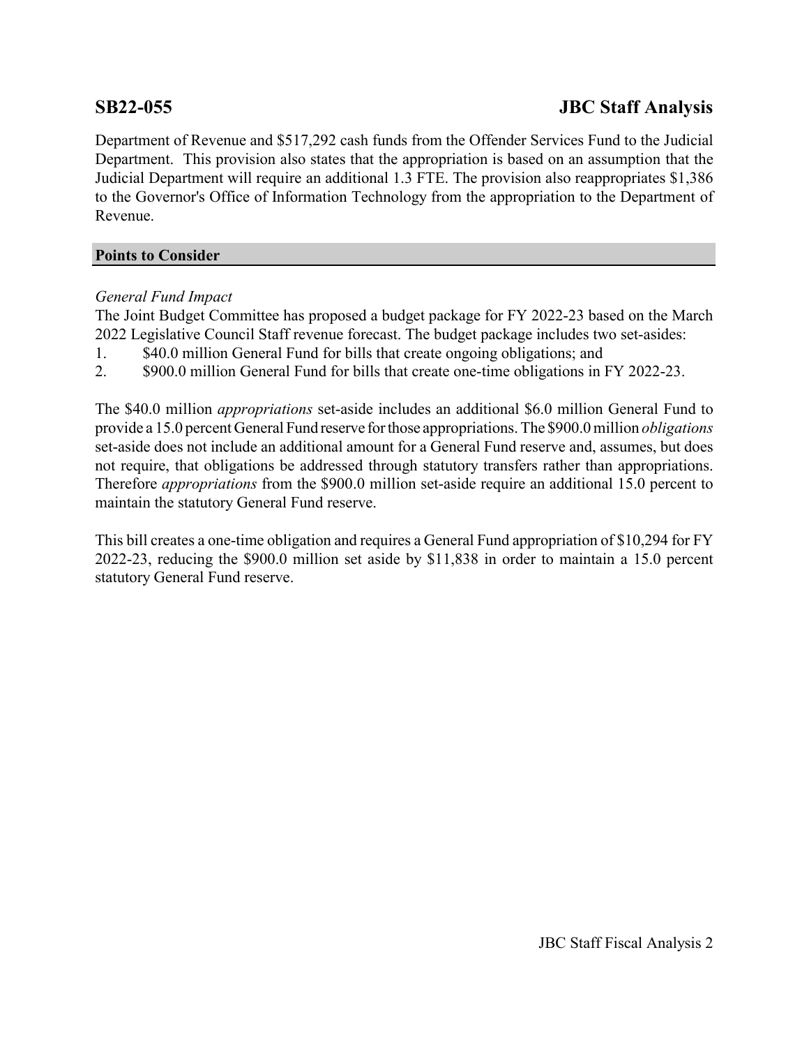Department of Revenue and $517,292 cash funds from the Offender Services Fund to the Judicial Department. This provision also states that the appropriation is based on an assumption that the Judicial Department will require an additional 1.3 FTE. The provision also reappropriates $1,386 to the Governor's Office of Information Technology from the appropriation to the Department of Revenue.

## Points to Consider

*General Fund Impact*

The Joint Budget Committee has proposed a budget package for FY 2022-23 based on the March 2022 Legislative Council Staff revenue forecast. The budget package includes two set-asides:

1. $40.0 million General Fund for bills that create ongoing obligations; and
2. $900.0 million General Fund for bills that create one-time obligations in FY 2022-23.

The $40.0 million *appropriations* set-aside includes an additional $6.0 million General Fund to provide a 15.0 percent General Fund reserve for those appropriations. The $900.0 million *obligations* set-aside does not include an additional amount for a General Fund reserve and, assumes, but does not require, that obligations be addressed through statutory transfers rather than appropriations. Therefore *appropriations* from the $900.0 million set-aside require an additional 15.0 percent to maintain the statutory General Fund reserve.

This bill creates a one-time obligation and requires a General Fund appropriation of $10,294 for FY 2022-23, reducing the $900.0 million set aside by $11,838 in order to maintain a 15.0 percent statutory General Fund reserve.